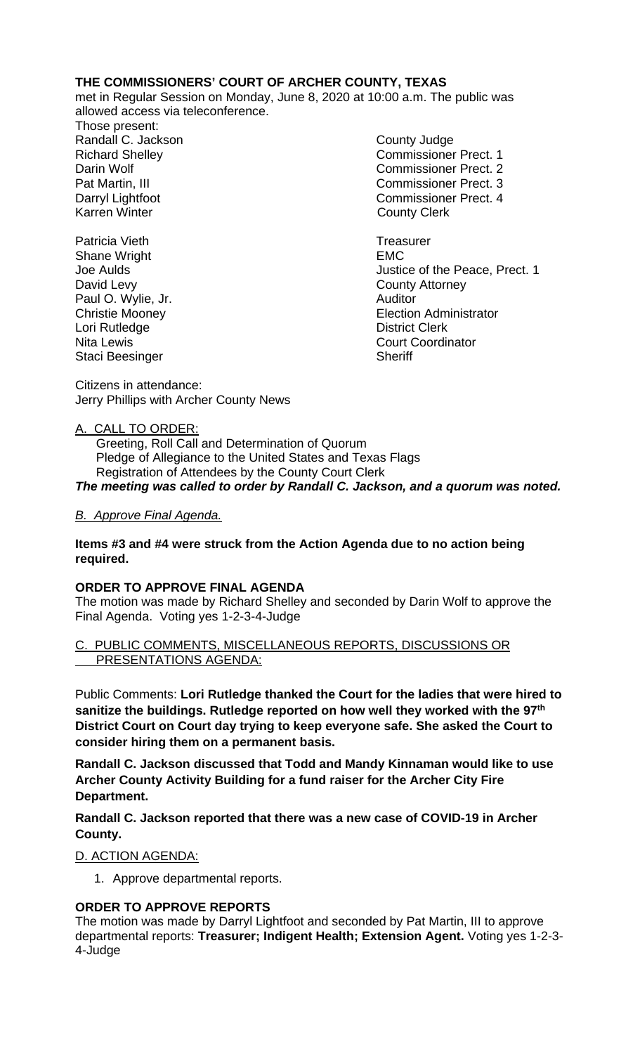**THE COMMISSIONERS' COURT OF ARCHER COUNTY, TEXAS**

met in Regular Session on Monday, June 8, 2020 at 10:00 a.m. The public was allowed access via teleconference.

Those present:

| | |
|---|---|
| Randall C. Jackson | County Judge |
| Richard Shelley | Commissioner Prect. 1 |
| Darin Wolf | Commissioner Prect. 2 |
| Pat Martin, III | Commissioner Prect. 3 |
| Darryl Lightfoot | Commissioner Prect. 4 |
| Karren Winter | County Clerk |
| | |
| Patricia Vieth | Treasurer |
| Shane Wright | EMC |
| Joe Aulds | Justice of the Peace, Prect. 1 |
| David Levy | County Attorney |
| Paul O. Wylie, Jr. | Auditor |
| Christie Mooney | Election Administrator |
| Lori Rutledge | District Clerk |
| Nita Lewis | Court Coordinator |
| Staci Beesinger | Sheriff |

Citizens in attendance:
Jerry Phillips with Archer County News

A. CALL TO ORDER:

Greeting, Roll Call and Determination of Quorum
Pledge of Allegiance to the United States and Texas Flags
Registration of Attendees by the County Court Clerk

***The meeting was called to order by Randall C. Jackson, and a quorum was noted.***

*B. Approve Final Agenda.*

**Items #3 and #4 were struck from the Action Agenda due to no action being required.**

**ORDER TO APPROVE FINAL AGENDA**

The motion was made by Richard Shelley and seconded by Darin Wolf to approve the Final Agenda. Voting yes 1-2-3-4-Judge

C. PUBLIC COMMENTS, MISCELLANEOUS REPORTS, DISCUSSIONS OR PRESENTATIONS AGENDA:

Public Comments: **Lori Rutledge thanked the Court for the ladies that were hired to sanitize the buildings. Rutledge reported on how well they worked with the 97th District Court on Court day trying to keep everyone safe. She asked the Court to consider hiring them on a permanent basis.**

**Randall C. Jackson discussed that Todd and Mandy Kinnaman would like to use Archer County Activity Building for a fund raiser for the Archer City Fire Department.**

**Randall C. Jackson reported that there was a new case of COVID-19 in Archer County.**

D. ACTION AGENDA:

1. Approve departmental reports.

**ORDER TO APPROVE REPORTS**

The motion was made by Darryl Lightfoot and seconded by Pat Martin, III to approve departmental reports: **Treasurer; Indigent Health; Extension Agent.** Voting yes 1-2-3-4-Judge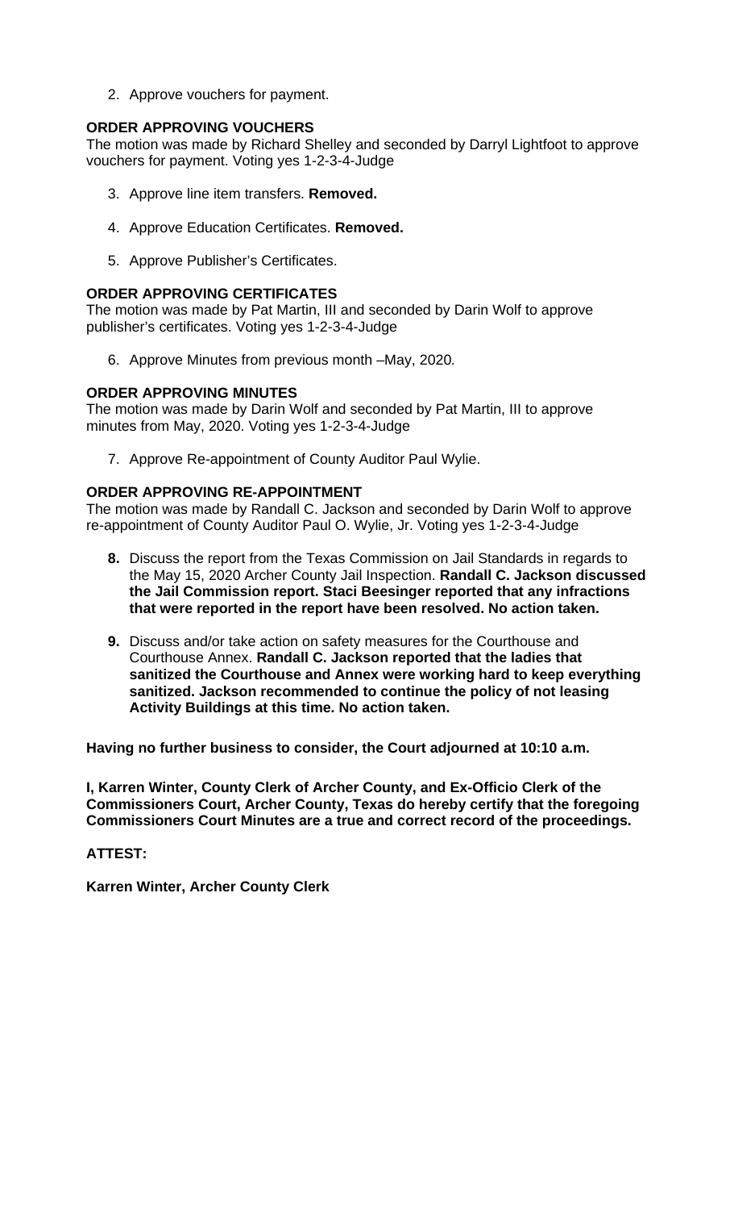2. Approve vouchers for payment.

**ORDER APPROVING VOUCHERS**
The motion was made by Richard Shelley and seconded by Darryl Lightfoot to approve vouchers for payment. Voting yes 1-2-3-4-Judge

3. Approve line item transfers. **Removed.**

4. Approve Education Certificates. **Removed.**

5. Approve Publisher's Certificates.

**ORDER APPROVING CERTIFICATES**
The motion was made by Pat Martin, III and seconded by Darin Wolf to approve publisher's certificates. Voting yes 1-2-3-4-Judge

6. Approve Minutes from previous month –May, 2020.

**ORDER APPROVING MINUTES**
The motion was made by Darin Wolf and seconded by Pat Martin, III to approve minutes from May, 2020. Voting yes 1-2-3-4-Judge

7. Approve Re-appointment of County Auditor Paul Wylie.

**ORDER APPROVING RE-APPOINTMENT**
The motion was made by Randall C. Jackson and seconded by Darin Wolf to approve re-appointment of County Auditor Paul O. Wylie, Jr. Voting yes 1-2-3-4-Judge

**8.** Discuss the report from the Texas Commission on Jail Standards in regards to the May 15, 2020 Archer County Jail Inspection. **Randall C. Jackson discussed the Jail Commission report. Staci Beesinger reported that any infractions that were reported in the report have been resolved. No action taken.**

**9.** Discuss and/or take action on safety measures for the Courthouse and Courthouse Annex. **Randall C. Jackson reported that the ladies that sanitized the Courthouse and Annex were working hard to keep everything sanitized. Jackson recommended to continue the policy of not leasing Activity Buildings at this time. No action taken.**

**Having no further business to consider, the Court adjourned at 10:10 a.m.**

**I, Karren Winter, County Clerk of Archer County, and Ex-Officio Clerk of the Commissioners Court, Archer County, Texas do hereby certify that the foregoing Commissioners Court Minutes are a true and correct record of the proceedings.**

**ATTEST:**

**Karren Winter, Archer County Clerk**